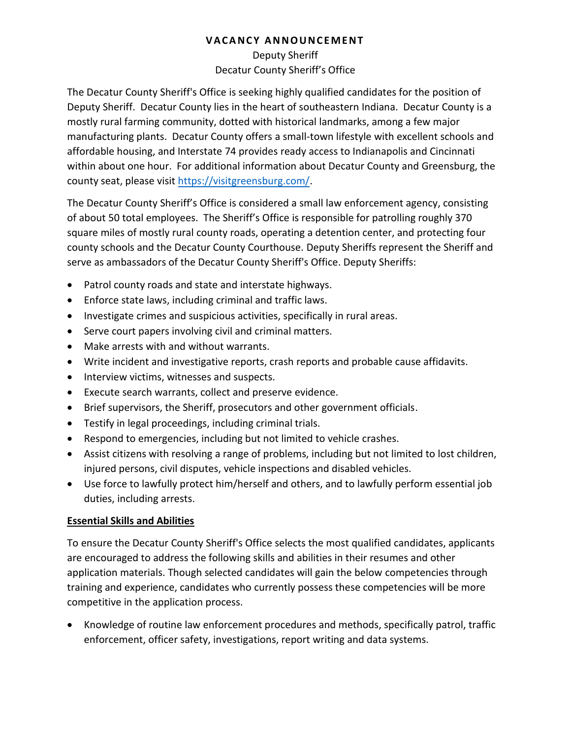# VACANCY ANNOUNCEMENT

Deputy Sheriff
Decatur County Sheriff's Office

The Decatur County Sheriff's Office is seeking highly qualified candidates for the position of Deputy Sheriff. Decatur County lies in the heart of southeastern Indiana. Decatur County is a mostly rural farming community, dotted with historical landmarks, among a few major manufacturing plants. Decatur County offers a small-town lifestyle with excellent schools and affordable housing, and Interstate 74 provides ready access to Indianapolis and Cincinnati within about one hour. For additional information about Decatur County and Greensburg, the county seat, please visit [https://visitgreensburg.com/](https://visitgreensburg.com/).

The Decatur County Sheriff's Office is considered a small law enforcement agency, consisting of about 50 total employees. The Sheriff's Office is responsible for patrolling roughly 370 square miles of mostly rural county roads, operating a detention center, and protecting four county schools and the Decatur County Courthouse. Deputy Sheriffs represent the Sheriff and serve as ambassadors of the Decatur County Sheriff's Office. Deputy Sheriffs:

- Patrol county roads and state and interstate highways.
- Enforce state laws, including criminal and traffic laws.
- Investigate crimes and suspicious activities, specifically in rural areas.
- Serve court papers involving civil and criminal matters.
- Make arrests with and without warrants.
- Write incident and investigative reports, crash reports and probable cause affidavits.
- Interview victims, witnesses and suspects.
- Execute search warrants, collect and preserve evidence.
- Brief supervisors, the Sheriff, prosecutors and other government officials.
- Testify in legal proceedings, including criminal trials.
- Respond to emergencies, including but not limited to vehicle crashes.
- Assist citizens with resolving a range of problems, including but not limited to lost children, injured persons, civil disputes, vehicle inspections and disabled vehicles.
- Use force to lawfully protect him/herself and others, and to lawfully perform essential job duties, including arrests.

## Essential Skills and Abilities

To ensure the Decatur County Sheriff's Office selects the most qualified candidates, applicants are encouraged to address the following skills and abilities in their resumes and other application materials. Though selected candidates will gain the below competencies through training and experience, candidates who currently possess these competencies will be more competitive in the application process.

- Knowledge of routine law enforcement procedures and methods, specifically patrol, traffic enforcement, officer safety, investigations, report writing and data systems.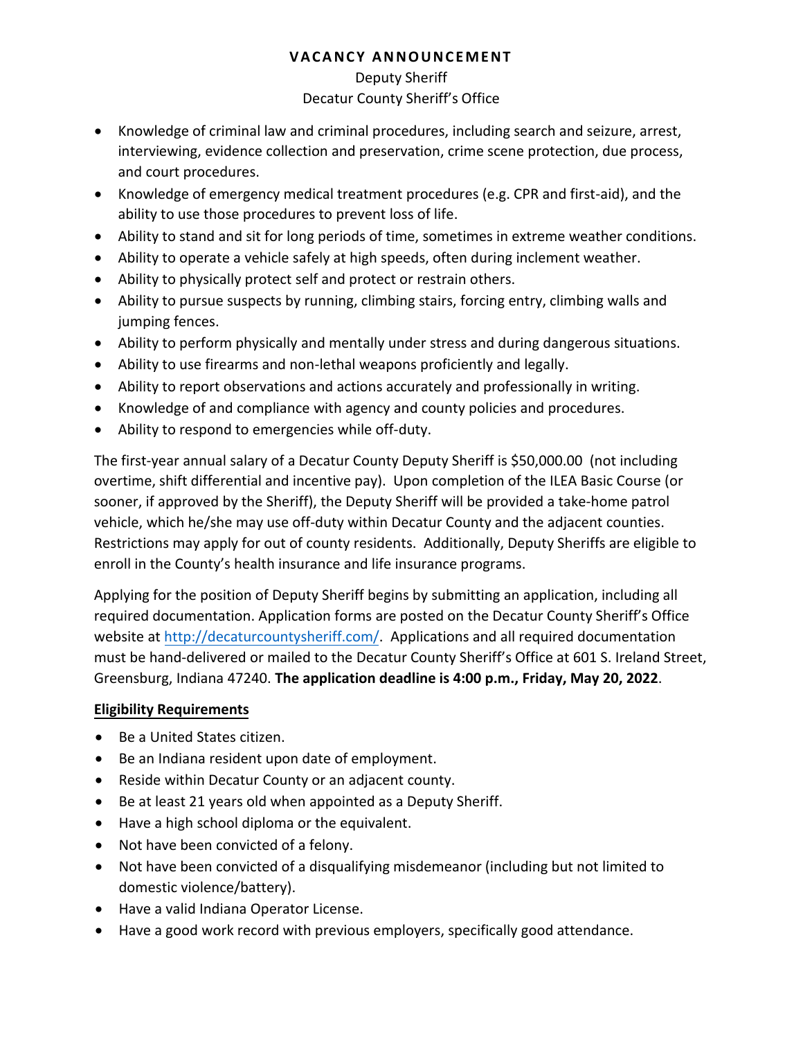**VACANCY ANNOUNCEMENT**

Deputy Sheriff

Decatur County Sheriff's Office

- Knowledge of criminal law and criminal procedures, including search and seizure, arrest, interviewing, evidence collection and preservation, crime scene protection, due process, and court procedures.
- Knowledge of emergency medical treatment procedures (e.g. CPR and first-aid), and the ability to use those procedures to prevent loss of life.
- Ability to stand and sit for long periods of time, sometimes in extreme weather conditions.
- Ability to operate a vehicle safely at high speeds, often during inclement weather.
- Ability to physically protect self and protect or restrain others.
- Ability to pursue suspects by running, climbing stairs, forcing entry, climbing walls and jumping fences.
- Ability to perform physically and mentally under stress and during dangerous situations.
- Ability to use firearms and non-lethal weapons proficiently and legally.
- Ability to report observations and actions accurately and professionally in writing.
- Knowledge of and compliance with agency and county policies and procedures.
- Ability to respond to emergencies while off-duty.

The first-year annual salary of a Decatur County Deputy Sheriff is $50,000.00 (not including overtime, shift differential and incentive pay). Upon completion of the ILEA Basic Course (or sooner, if approved by the Sheriff), the Deputy Sheriff will be provided a take-home patrol vehicle, which he/she may use off-duty within Decatur County and the adjacent counties. Restrictions may apply for out of county residents. Additionally, Deputy Sheriffs are eligible to enroll in the County's health insurance and life insurance programs.

Applying for the position of Deputy Sheriff begins by submitting an application, including all required documentation. Application forms are posted on the Decatur County Sheriff's Office website at http://decaturcountysheriff.com/. Applications and all required documentation must be hand-delivered or mailed to the Decatur County Sheriff's Office at 601 S. Ireland Street, Greensburg, Indiana 47240. **The application deadline is 4:00 p.m., Friday, May 20, 2022**.

## Eligibility Requirements

- Be a United States citizen.
- Be an Indiana resident upon date of employment.
- Reside within Decatur County or an adjacent county.
- Be at least 21 years old when appointed as a Deputy Sheriff.
- Have a high school diploma or the equivalent.
- Not have been convicted of a felony.
- Not have been convicted of a disqualifying misdemeanor (including but not limited to domestic violence/battery).
- Have a valid Indiana Operator License.
- Have a good work record with previous employers, specifically good attendance.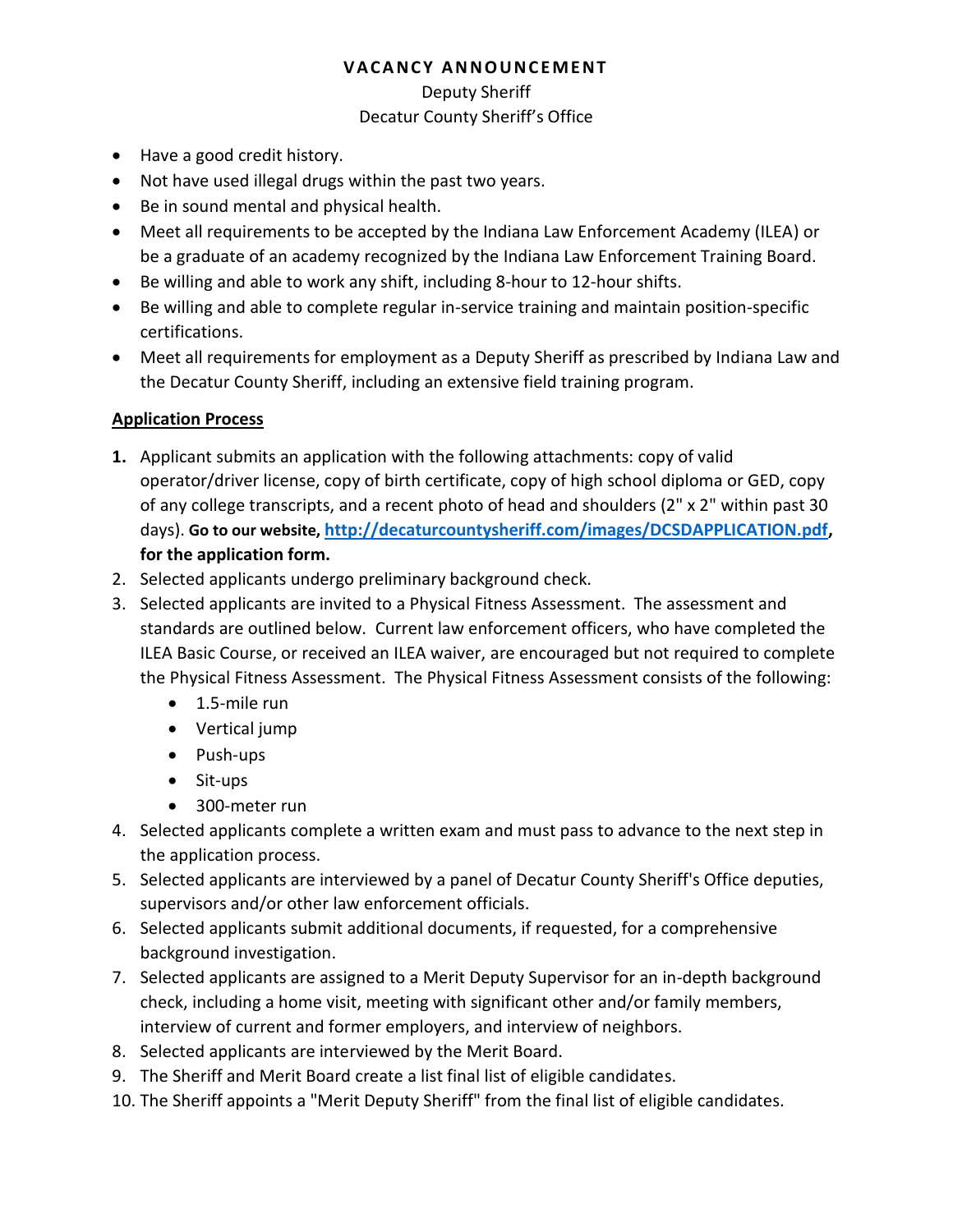**VACANCY ANNOUNCEMENT**

Deputy Sheriff

Decatur County Sheriff's Office

- Have a good credit history.
- Not have used illegal drugs within the past two years.
- Be in sound mental and physical health.
- Meet all requirements to be accepted by the Indiana Law Enforcement Academy (ILEA) or be a graduate of an academy recognized by the Indiana Law Enforcement Training Board.
- Be willing and able to work any shift, including 8-hour to 12-hour shifts.
- Be willing and able to complete regular in-service training and maintain position-specific certifications.
- Meet all requirements for employment as a Deputy Sheriff as prescribed by Indiana Law and the Decatur County Sheriff, including an extensive field training program.

## Application Process

1. Applicant submits an application with the following attachments: copy of valid operator/driver license, copy of birth certificate, copy of high school diploma or GED, copy of any college transcripts, and a recent photo of head and shoulders (2" x 2" within past 30 days). **Go to our website, [http://decaturcountysheriff.com/images/DCSDAPPLICATION.pdf](http://decaturcountysheriff.com/images/DCSDAPPLICATION.pdf), for the application form.**
2. Selected applicants undergo preliminary background check.
3. Selected applicants are invited to a Physical Fitness Assessment. The assessment and standards are outlined below. Current law enforcement officers, who have completed the ILEA Basic Course, or received an ILEA waiver, are encouraged but not required to complete the Physical Fitness Assessment. The Physical Fitness Assessment consists of the following:
   - 1.5-mile run
   - Vertical jump
   - Push-ups
   - Sit-ups
   - 300-meter run
4. Selected applicants complete a written exam and must pass to advance to the next step in the application process.
5. Selected applicants are interviewed by a panel of Decatur County Sheriff's Office deputies, supervisors and/or other law enforcement officials.
6. Selected applicants submit additional documents, if requested, for a comprehensive background investigation.
7. Selected applicants are assigned to a Merit Deputy Supervisor for an in-depth background check, including a home visit, meeting with significant other and/or family members, interview of current and former employers, and interview of neighbors.
8. Selected applicants are interviewed by the Merit Board.
9. The Sheriff and Merit Board create a list final list of eligible candidates.
10. The Sheriff appoints a "Merit Deputy Sheriff" from the final list of eligible candidates.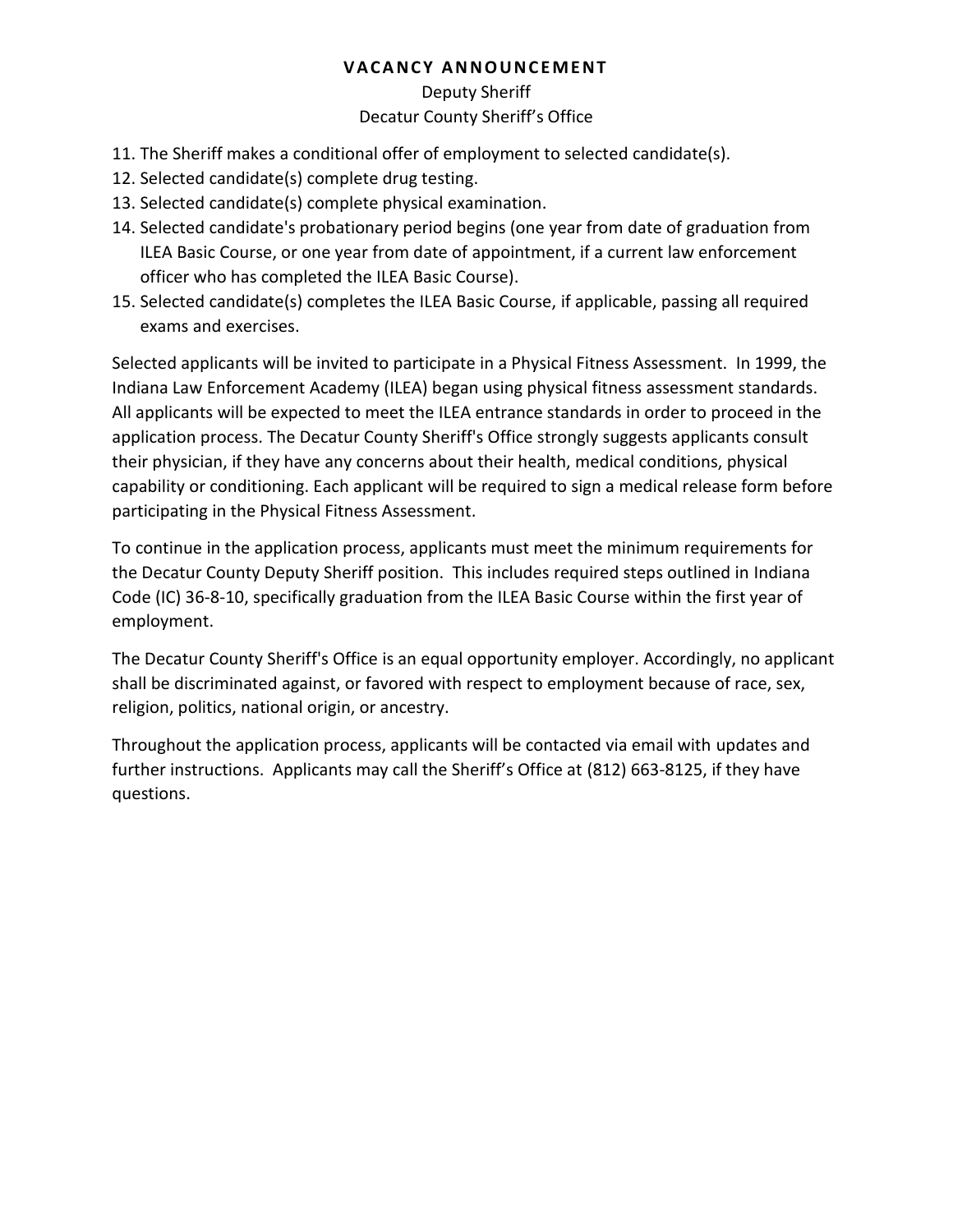11. The Sheriff makes a conditional offer of employment to selected candidate(s).
12. Selected candidate(s) complete drug testing.
13. Selected candidate(s) complete physical examination.
14. Selected candidate's probationary period begins (one year from date of graduation from ILEA Basic Course, or one year from date of appointment, if a current law enforcement officer who has completed the ILEA Basic Course).
15. Selected candidate(s) completes the ILEA Basic Course, if applicable, passing all required exams and exercises.

Selected applicants will be invited to participate in a Physical Fitness Assessment. In 1999, the Indiana Law Enforcement Academy (ILEA) began using physical fitness assessment standards. All applicants will be expected to meet the ILEA entrance standards in order to proceed in the application process. The Decatur County Sheriff's Office strongly suggests applicants consult their physician, if they have any concerns about their health, medical conditions, physical capability or conditioning. Each applicant will be required to sign a medical release form before participating in the Physical Fitness Assessment.

To continue in the application process, applicants must meet the minimum requirements for the Decatur County Deputy Sheriff position. This includes required steps outlined in Indiana Code (IC) 36-8-10, specifically graduation from the ILEA Basic Course within the first year of employment.

The Decatur County Sheriff's Office is an equal opportunity employer. Accordingly, no applicant shall be discriminated against, or favored with respect to employment because of race, sex, religion, politics, national origin, or ancestry.

Throughout the application process, applicants will be contacted via email with updates and further instructions. Applicants may call the Sheriff's Office at (812) 663-8125, if they have questions.